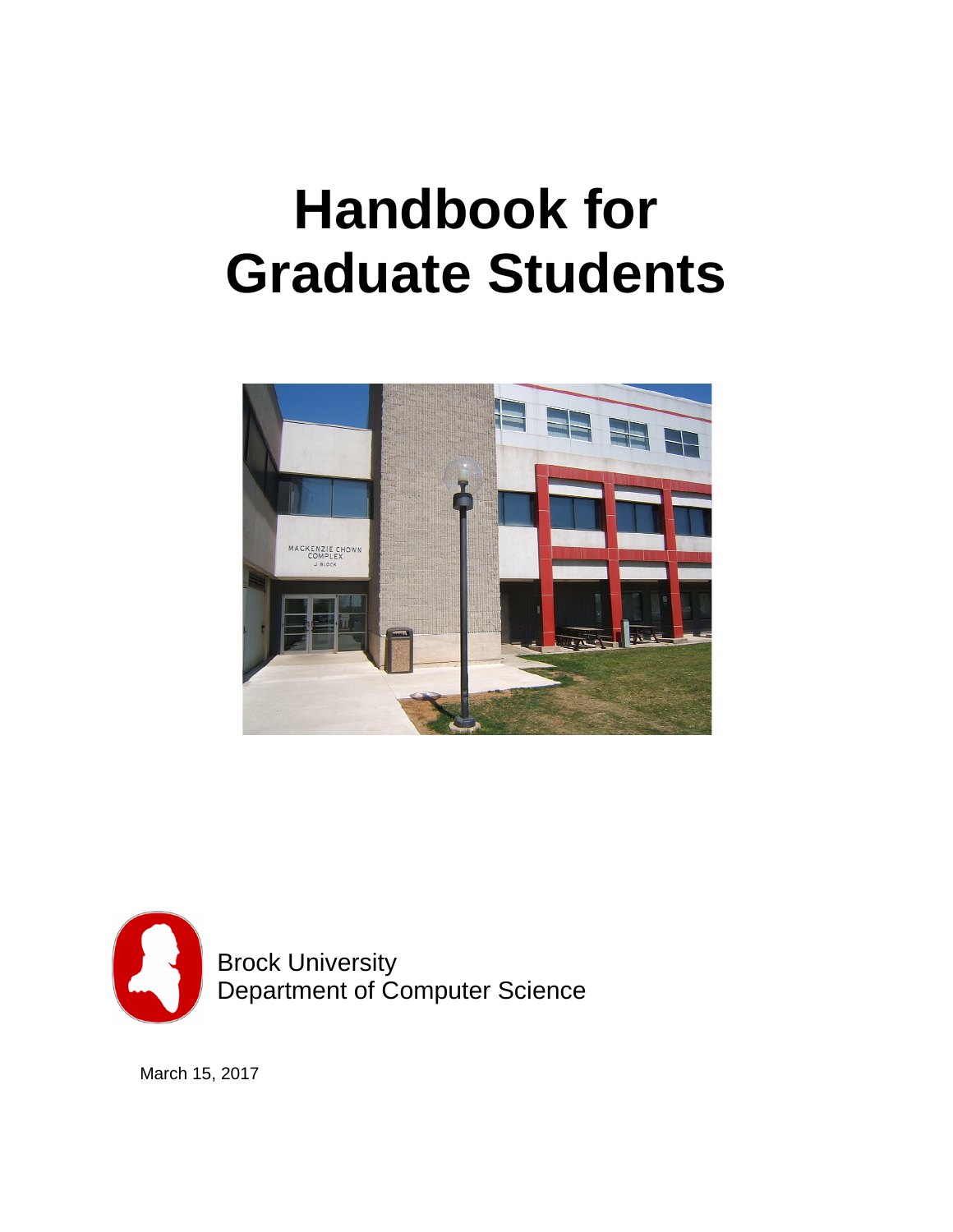# Handbook for Graduate Students

Brock University
Department of Computer Science

March 15, 2017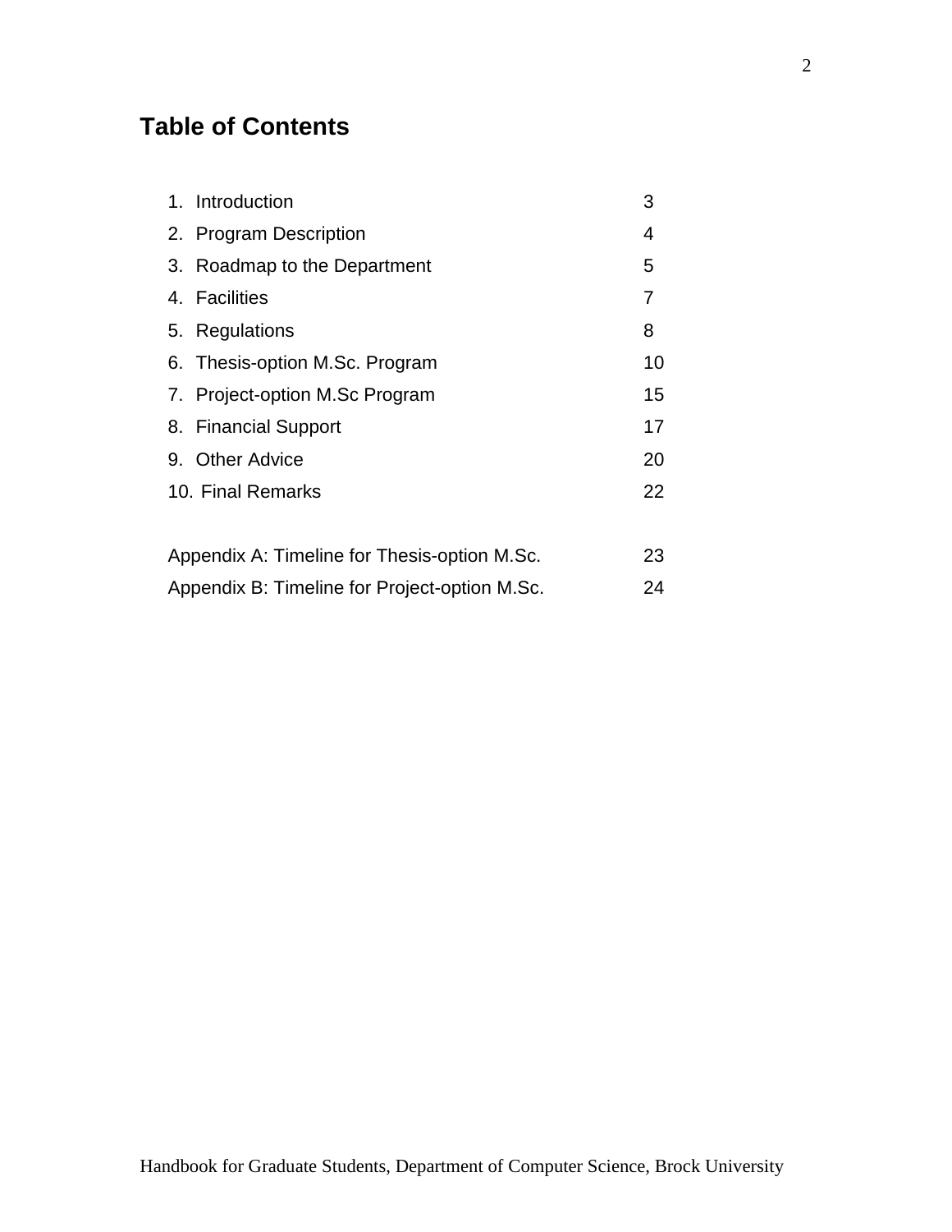# Table of Contents

| | |
|---|---|
| 1. Introduction | 3 |
| 2. Program Description | 4 |
| 3. Roadmap to the Department | 5 |
| 4. Facilities | 7 |
| 5. Regulations | 8 |
| 6. Thesis-option M.Sc. Program | 10 |
| 7. Project-option M.Sc Program | 15 |
| 8. Financial Support | 17 |
| 9. Other Advice | 20 |
| 10. Final Remarks | 22 |
| Appendix A: Timeline for Thesis-option M.Sc. | 23 |
| Appendix B: Timeline for Project-option M.Sc. | 24 |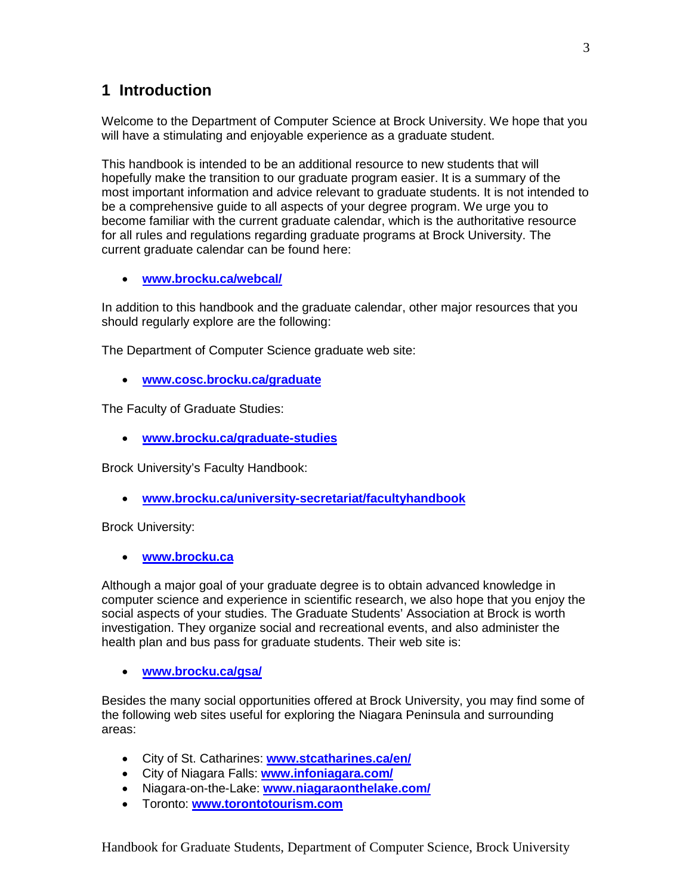# 1 Introduction

Welcome to the Department of Computer Science at Brock University. We hope that you will have a stimulating and enjoyable experience as a graduate student.

This handbook is intended to be an additional resource to new students that will hopefully make the transition to our graduate program easier. It is a summary of the most important information and advice relevant to graduate students. It is not intended to be a comprehensive guide to all aspects of your degree program. We urge you to become familiar with the current graduate calendar, which is the authoritative resource for all rules and regulations regarding graduate programs at Brock University. The current graduate calendar can be found here:

- **www.brocku.ca/webcal/**

In addition to this handbook and the graduate calendar, other major resources that you should regularly explore are the following:

The Department of Computer Science graduate web site:

- **www.cosc.brocku.ca/graduate**

The Faculty of Graduate Studies:

- **www.brocku.ca/graduate-studies**

Brock University's Faculty Handbook:

- **www.brocku.ca/university-secretariat/facultyhandbook**

Brock University:

- **www.brocku.ca**

Although a major goal of your graduate degree is to obtain advanced knowledge in computer science and experience in scientific research, we also hope that you enjoy the social aspects of your studies. The Graduate Students' Association at Brock is worth investigation. They organize social and recreational events, and also administer the health plan and bus pass for graduate students. Their web site is:

- **www.brocku.ca/gsa/**

Besides the many social opportunities offered at Brock University, you may find some of the following web sites useful for exploring the Niagara Peninsula and surrounding areas:

- City of St. Catharines: **www.stcatharines.ca/en/**
- City of Niagara Falls: **www.infoniagara.com/**
- Niagara-on-the-Lake: **www.niagaraonthelake.com/**
- Toronto: **www.torontotourism.com**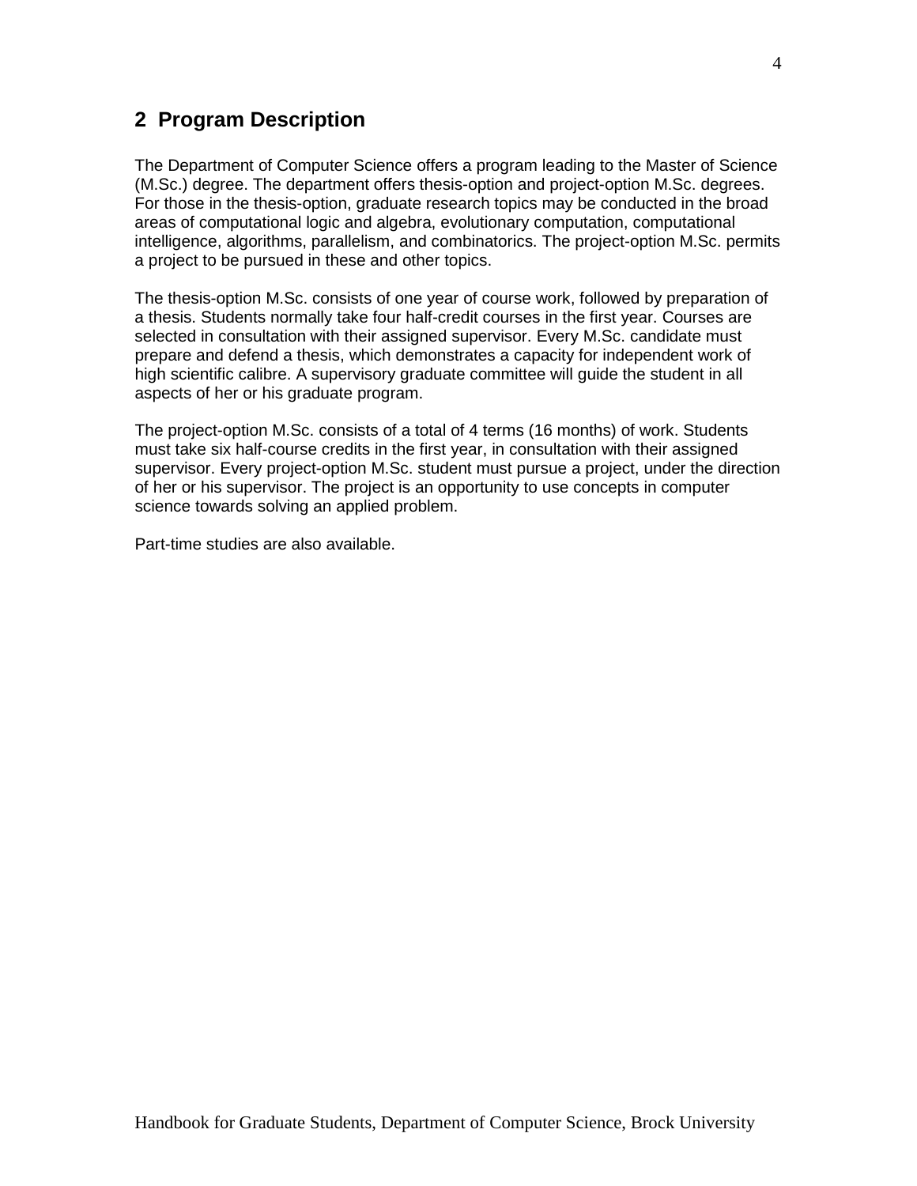## 2 Program Description

The Department of Computer Science offers a program leading to the Master of Science (M.Sc.) degree. The department offers thesis-option and project-option M.Sc. degrees. For those in the thesis-option, graduate research topics may be conducted in the broad areas of computational logic and algebra, evolutionary computation, computational intelligence, algorithms, parallelism, and combinatorics. The project-option M.Sc. permits a project to be pursued in these and other topics.

The thesis-option M.Sc. consists of one year of course work, followed by preparation of a thesis. Students normally take four half-credit courses in the first year. Courses are selected in consultation with their assigned supervisor. Every M.Sc. candidate must prepare and defend a thesis, which demonstrates a capacity for independent work of high scientific calibre. A supervisory graduate committee will guide the student in all aspects of her or his graduate program.

The project-option M.Sc. consists of a total of 4 terms (16 months) of work. Students must take six half-course credits in the first year, in consultation with their assigned supervisor. Every project-option M.Sc. student must pursue a project, under the direction of her or his supervisor. The project is an opportunity to use concepts in computer science towards solving an applied problem.

Part-time studies are also available.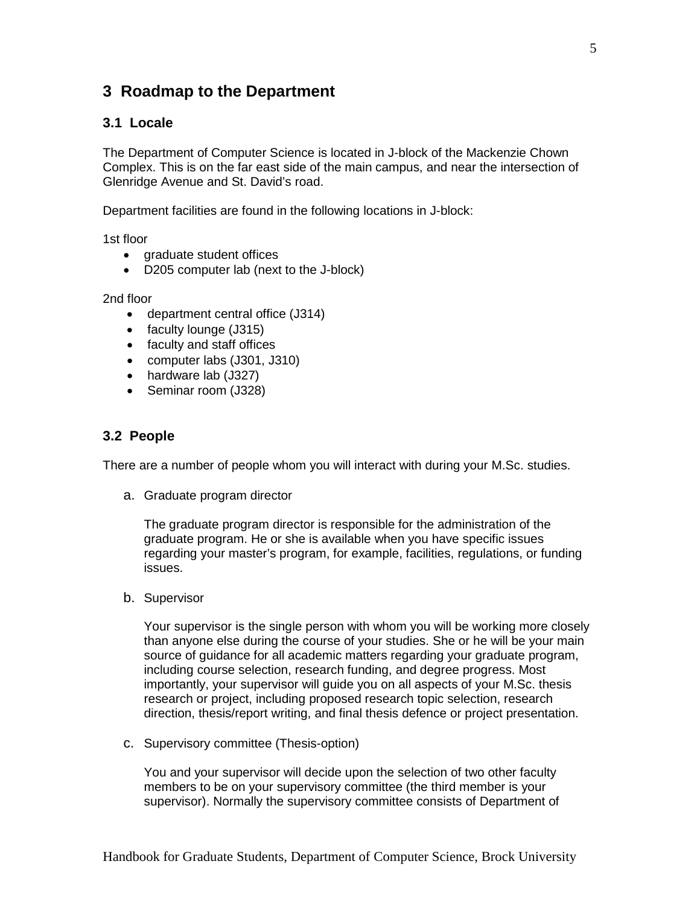# 3 Roadmap to the Department

## 3.1 Locale

The Department of Computer Science is located in J-block of the Mackenzie Chown Complex. This is on the far east side of the main campus, and near the intersection of Glenridge Avenue and St. David's road.

Department facilities are found in the following locations in J-block:

1st floor

- graduate student offices
- D205 computer lab (next to the J-block)

2nd floor

- department central office (J314)
- faculty lounge (J315)
- faculty and staff offices
- computer labs (J301, J310)
- hardware lab (J327)
- Seminar room (J328)

## 3.2 People

There are a number of people whom you will interact with during your M.Sc. studies.

a. Graduate program director

   The graduate program director is responsible for the administration of the graduate program. He or she is available when you have specific issues regarding your master's program, for example, facilities, regulations, or funding issues.

b. Supervisor

   Your supervisor is the single person with whom you will be working more closely than anyone else during the course of your studies. She or he will be your main source of guidance for all academic matters regarding your graduate program, including course selection, research funding, and degree progress. Most importantly, your supervisor will guide you on all aspects of your M.Sc. thesis research or project, including proposed research topic selection, research direction, thesis/report writing, and final thesis defence or project presentation.

c. Supervisory committee (Thesis-option)

   You and your supervisor will decide upon the selection of two other faculty members to be on your supervisory committee (the third member is your supervisor). Normally the supervisory committee consists of Department of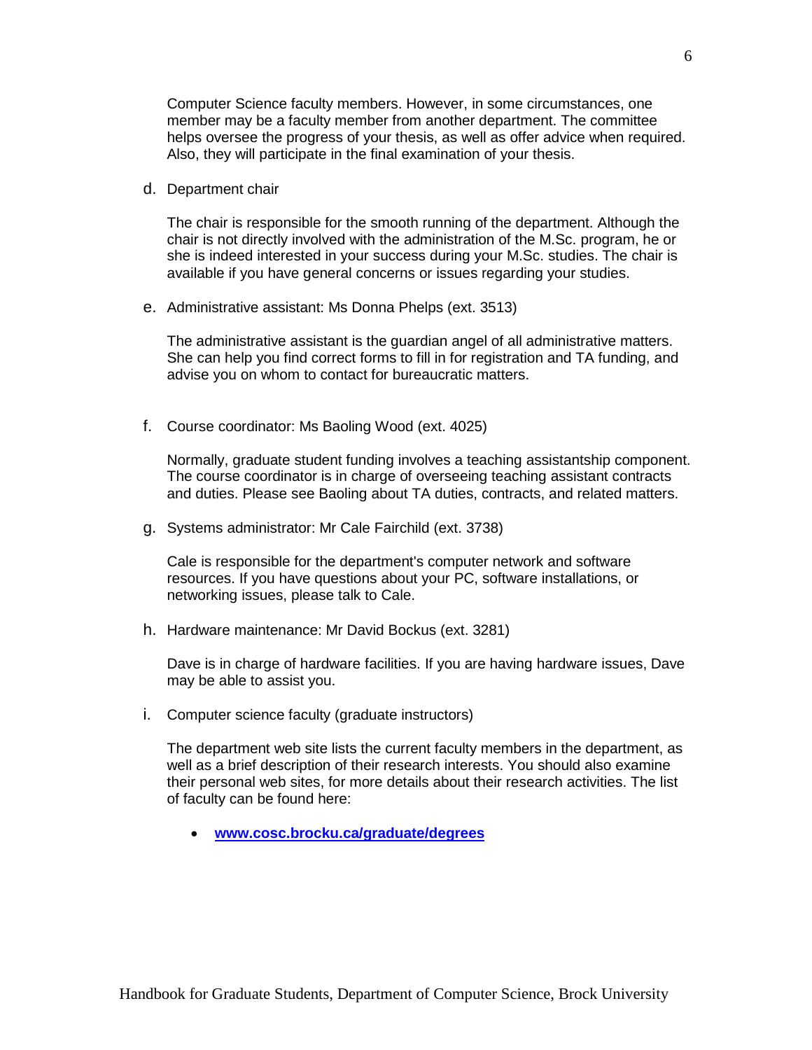Computer Science faculty members. However, in some circumstances, one member may be a faculty member from another department. The committee helps oversee the progress of your thesis, as well as offer advice when required. Also, they will participate in the final examination of your thesis.

d. Department chair

   The chair is responsible for the smooth running of the department. Although the chair is not directly involved with the administration of the M.Sc. program, he or she is indeed interested in your success during your M.Sc. studies. The chair is available if you have general concerns or issues regarding your studies.

e. Administrative assistant: Ms Donna Phelps (ext. 3513)

   The administrative assistant is the guardian angel of all administrative matters. She can help you find correct forms to fill in for registration and TA funding, and advise you on whom to contact for bureaucratic matters.

f. Course coordinator: Ms Baoling Wood (ext. 4025)

   Normally, graduate student funding involves a teaching assistantship component. The course coordinator is in charge of overseeing teaching assistant contracts and duties. Please see Baoling about TA duties, contracts, and related matters.

g. Systems administrator: Mr Cale Fairchild (ext. 3738)

   Cale is responsible for the department's computer network and software resources. If you have questions about your PC, software installations, or networking issues, please talk to Cale.

h. Hardware maintenance: Mr David Bockus (ext. 3281)

   Dave is in charge of hardware facilities. If you are having hardware issues, Dave may be able to assist you.

i. Computer science faculty (graduate instructors)

   The department web site lists the current faculty members in the department, as well as a brief description of their research interests. You should also examine their personal web sites, for more details about their research activities. The list of faculty can be found here:

   - **www.cosc.brocku.ca/graduate/degrees**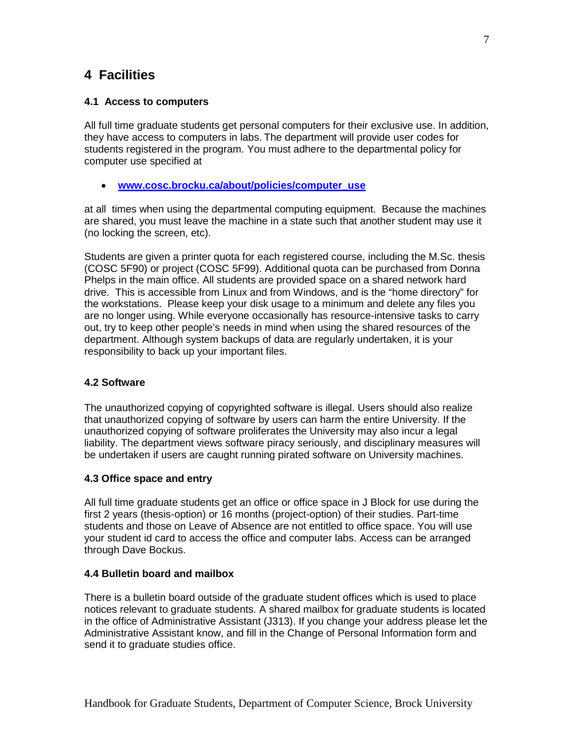# 4 Facilities

## 4.1 Access to computers

All full time graduate students get personal computers for their exclusive use. In addition, they have access to computers in labs. The department will provide user codes for students registered in the program. You must adhere to the departmental policy for computer use specified at

- **www.cosc.brocku.ca/about/policies/computer_use**

at all times when using the departmental computing equipment. Because the machines are shared, you must leave the machine in a state such that another student may use it (no locking the screen, etc).

Students are given a printer quota for each registered course, including the M.Sc. thesis (COSC 5F90) or project (COSC 5F99). Additional quota can be purchased from Donna Phelps in the main office. All students are provided space on a shared network hard drive. This is accessible from Linux and from Windows, and is the "home directory" for the workstations. Please keep your disk usage to a minimum and delete any files you are no longer using. While everyone occasionally has resource-intensive tasks to carry out, try to keep other people's needs in mind when using the shared resources of the department. Although system backups of data are regularly undertaken, it is your responsibility to back up your important files.

## 4.2 Software

The unauthorized copying of copyrighted software is illegal. Users should also realize that unauthorized copying of software by users can harm the entire University. If the unauthorized copying of software proliferates the University may also incur a legal liability. The department views software piracy seriously, and disciplinary measures will be undertaken if users are caught running pirated software on University machines.

## 4.3 Office space and entry

All full time graduate students get an office or office space in J Block for use during the first 2 years (thesis-option) or 16 months (project-option) of their studies. Part-time students and those on Leave of Absence are not entitled to office space. You will use your student id card to access the office and computer labs. Access can be arranged through Dave Bockus.

## 4.4 Bulletin board and mailbox

There is a bulletin board outside of the graduate student offices which is used to place notices relevant to graduate students. A shared mailbox for graduate students is located in the office of Administrative Assistant (J313). If you change your address please let the Administrative Assistant know, and fill in the Change of Personal Information form and send it to graduate studies office.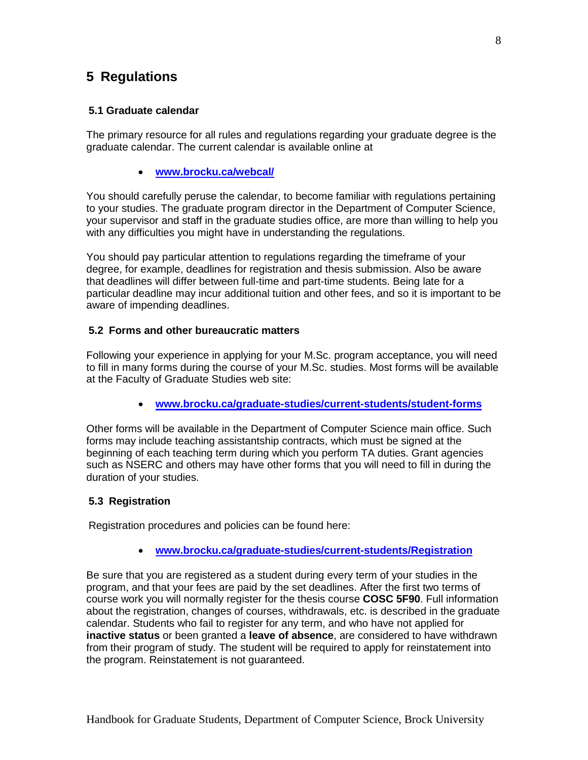# 5 Regulations

## 5.1 Graduate calendar

The primary resource for all rules and regulations regarding your graduate degree is the graduate calendar. The current calendar is available online at

- **www.brocku.ca/webcal/**

You should carefully peruse the calendar, to become familiar with regulations pertaining to your studies. The graduate program director in the Department of Computer Science, your supervisor and staff in the graduate studies office, are more than willing to help you with any difficulties you might have in understanding the regulations.

You should pay particular attention to regulations regarding the timeframe of your degree, for example, deadlines for registration and thesis submission. Also be aware that deadlines will differ between full-time and part-time students. Being late for a particular deadline may incur additional tuition and other fees, and so it is important to be aware of impending deadlines.

## 5.2 Forms and other bureaucratic matters

Following your experience in applying for your M.Sc. program acceptance, you will need to fill in many forms during the course of your M.Sc. studies. Most forms will be available at the Faculty of Graduate Studies web site:

- **www.brocku.ca/graduate-studies/current-students/student-forms**

Other forms will be available in the Department of Computer Science main office. Such forms may include teaching assistantship contracts, which must be signed at the beginning of each teaching term during which you perform TA duties. Grant agencies such as NSERC and others may have other forms that you will need to fill in during the duration of your studies.

## 5.3 Registration

Registration procedures and policies can be found here:

- **www.brocku.ca/graduate-studies/current-students/Registration**

Be sure that you are registered as a student during every term of your studies in the program, and that your fees are paid by the set deadlines. After the first two terms of course work you will normally register for the thesis course **COSC 5F90**. Full information about the registration, changes of courses, withdrawals, etc. is described in the graduate calendar. Students who fail to register for any term, and who have not applied for **inactive status** or been granted a **leave of absence**, are considered to have withdrawn from their program of study. The student will be required to apply for reinstatement into the program. Reinstatement is not guaranteed.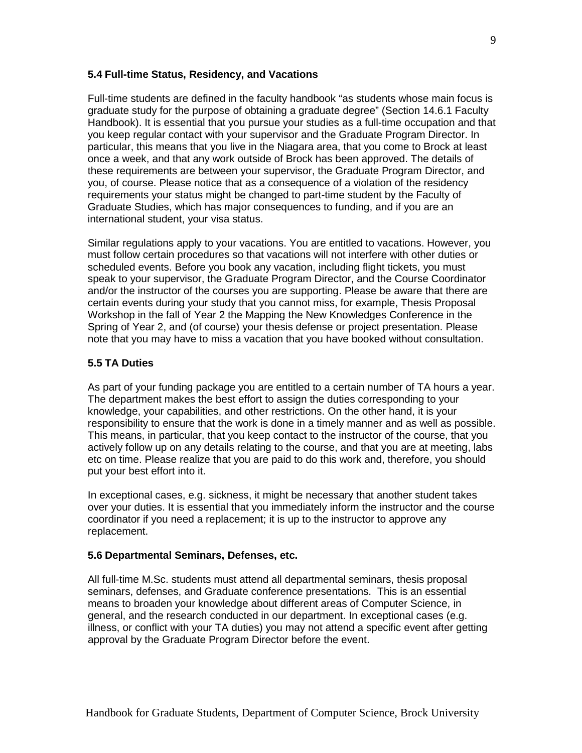### 5.4 Full-time Status, Residency, and Vacations

Full-time students are defined in the faculty handbook "as students whose main focus is graduate study for the purpose of obtaining a graduate degree" (Section 14.6.1 Faculty Handbook). It is essential that you pursue your studies as a full-time occupation and that you keep regular contact with your supervisor and the Graduate Program Director. In particular, this means that you live in the Niagara area, that you come to Brock at least once a week, and that any work outside of Brock has been approved. The details of these requirements are between your supervisor, the Graduate Program Director, and you, of course. Please notice that as a consequence of a violation of the residency requirements your status might be changed to part-time student by the Faculty of Graduate Studies, which has major consequences to funding, and if you are an international student, your visa status.

Similar regulations apply to your vacations. You are entitled to vacations. However, you must follow certain procedures so that vacations will not interfere with other duties or scheduled events. Before you book any vacation, including flight tickets, you must speak to your supervisor, the Graduate Program Director, and the Course Coordinator and/or the instructor of the courses you are supporting. Please be aware that there are certain events during your study that you cannot miss, for example, Thesis Proposal Workshop in the fall of Year 2 the Mapping the New Knowledges Conference in the Spring of Year 2, and (of course) your thesis defense or project presentation. Please note that you may have to miss a vacation that you have booked without consultation.

### 5.5 TA Duties

As part of your funding package you are entitled to a certain number of TA hours a year. The department makes the best effort to assign the duties corresponding to your knowledge, your capabilities, and other restrictions. On the other hand, it is your responsibility to ensure that the work is done in a timely manner and as well as possible. This means, in particular, that you keep contact to the instructor of the course, that you actively follow up on any details relating to the course, and that you are at meeting, labs etc on time. Please realize that you are paid to do this work and, therefore, you should put your best effort into it.

In exceptional cases, e.g. sickness, it might be necessary that another student takes over your duties. It is essential that you immediately inform the instructor and the course coordinator if you need a replacement; it is up to the instructor to approve any replacement.

### 5.6 Departmental Seminars, Defenses, etc.

All full-time M.Sc. students must attend all departmental seminars, thesis proposal seminars, defenses, and Graduate conference presentations. This is an essential means to broaden your knowledge about different areas of Computer Science, in general, and the research conducted in our department. In exceptional cases (e.g. illness, or conflict with your TA duties) you may not attend a specific event after getting approval by the Graduate Program Director before the event.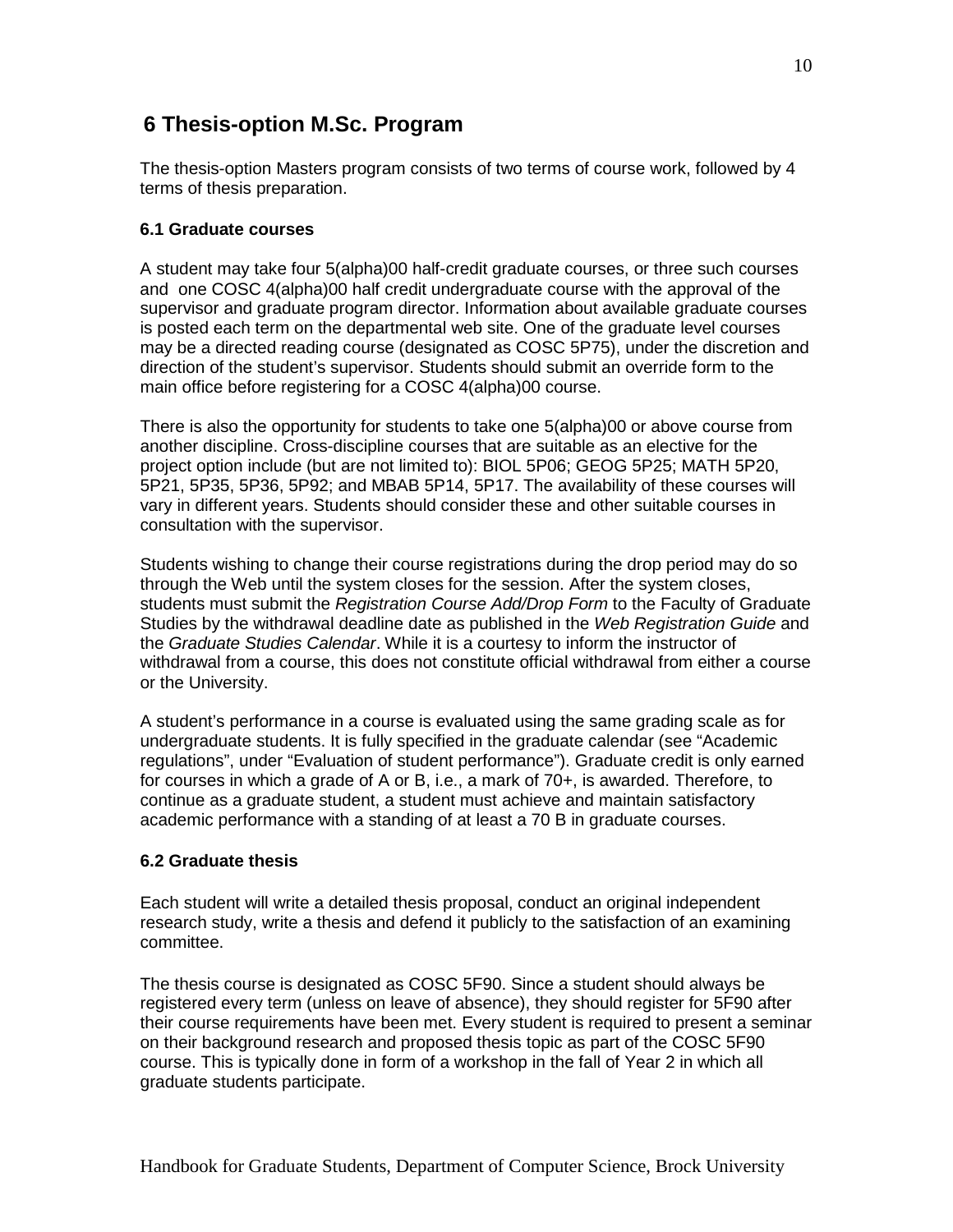## 6 Thesis-option M.Sc. Program

The thesis-option Masters program consists of two terms of course work, followed by 4 terms of thesis preparation.

### 6.1 Graduate courses

A student may take four 5(alpha)00 half-credit graduate courses, or three such courses and one COSC 4(alpha)00 half credit undergraduate course with the approval of the supervisor and graduate program director. Information about available graduate courses is posted each term on the departmental web site. One of the graduate level courses may be a directed reading course (designated as COSC 5P75), under the discretion and direction of the student's supervisor. Students should submit an override form to the main office before registering for a COSC 4(alpha)00 course.

There is also the opportunity for students to take one 5(alpha)00 or above course from another discipline. Cross-discipline courses that are suitable as an elective for the project option include (but are not limited to): BIOL 5P06; GEOG 5P25; MATH 5P20, 5P21, 5P35, 5P36, 5P92; and MBAB 5P14, 5P17. The availability of these courses will vary in different years. Students should consider these and other suitable courses in consultation with the supervisor.

Students wishing to change their course registrations during the drop period may do so through the Web until the system closes for the session. After the system closes, students must submit the *Registration Course Add/Drop Form* to the Faculty of Graduate Studies by the withdrawal deadline date as published in the *Web Registration Guide* and the *Graduate Studies Calendar*. While it is a courtesy to inform the instructor of withdrawal from a course, this does not constitute official withdrawal from either a course or the University.

A student's performance in a course is evaluated using the same grading scale as for undergraduate students. It is fully specified in the graduate calendar (see "Academic regulations", under "Evaluation of student performance"). Graduate credit is only earned for courses in which a grade of A or B, i.e., a mark of 70+, is awarded. Therefore, to continue as a graduate student, a student must achieve and maintain satisfactory academic performance with a standing of at least a 70 B in graduate courses.

### 6.2 Graduate thesis

Each student will write a detailed thesis proposal, conduct an original independent research study, write a thesis and defend it publicly to the satisfaction of an examining committee.

The thesis course is designated as COSC 5F90. Since a student should always be registered every term (unless on leave of absence), they should register for 5F90 after their course requirements have been met. Every student is required to present a seminar on their background research and proposed thesis topic as part of the COSC 5F90 course. This is typically done in form of a workshop in the fall of Year 2 in which all graduate students participate.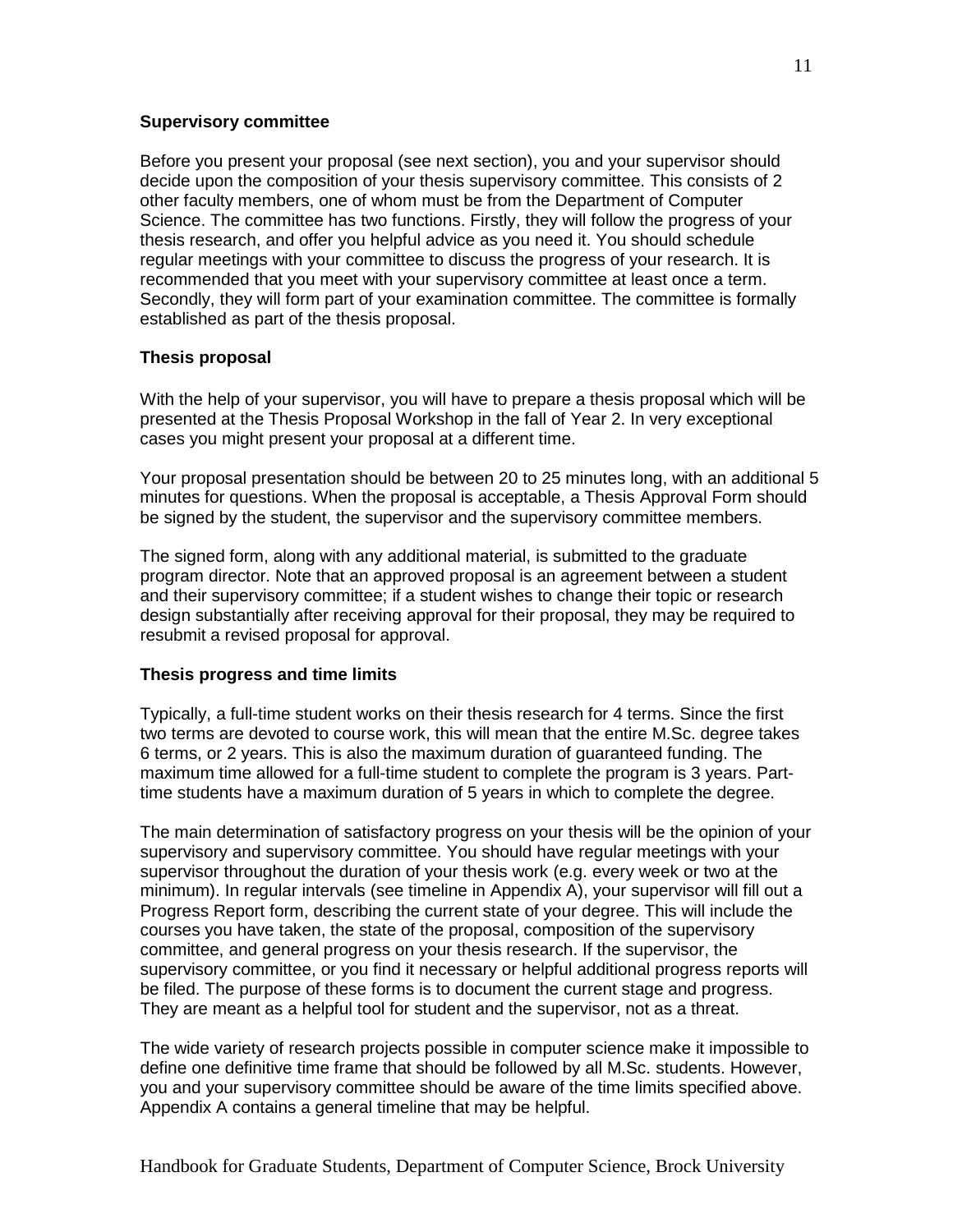### Supervisory committee

Before you present your proposal (see next section), you and your supervisor should decide upon the composition of your thesis supervisory committee. This consists of 2 other faculty members, one of whom must be from the Department of Computer Science. The committee has two functions. Firstly, they will follow the progress of your thesis research, and offer you helpful advice as you need it. You should schedule regular meetings with your committee to discuss the progress of your research. It is recommended that you meet with your supervisory committee at least once a term. Secondly, they will form part of your examination committee. The committee is formally established as part of the thesis proposal.

### Thesis proposal

With the help of your supervisor, you will have to prepare a thesis proposal which will be presented at the Thesis Proposal Workshop in the fall of Year 2. In very exceptional cases you might present your proposal at a different time.

Your proposal presentation should be between 20 to 25 minutes long, with an additional 5 minutes for questions. When the proposal is acceptable, a Thesis Approval Form should be signed by the student, the supervisor and the supervisory committee members.

The signed form, along with any additional material, is submitted to the graduate program director. Note that an approved proposal is an agreement between a student and their supervisory committee; if a student wishes to change their topic or research design substantially after receiving approval for their proposal, they may be required to resubmit a revised proposal for approval.

### Thesis progress and time limits

Typically, a full-time student works on their thesis research for 4 terms. Since the first two terms are devoted to course work, this will mean that the entire M.Sc. degree takes 6 terms, or 2 years. This is also the maximum duration of guaranteed funding. The maximum time allowed for a full-time student to complete the program is 3 years. Part-time students have a maximum duration of 5 years in which to complete the degree.

The main determination of satisfactory progress on your thesis will be the opinion of your supervisory and supervisory committee. You should have regular meetings with your supervisor throughout the duration of your thesis work (e.g. every week or two at the minimum). In regular intervals (see timeline in Appendix A), your supervisor will fill out a Progress Report form, describing the current state of your degree. This will include the courses you have taken, the state of the proposal, composition of the supervisory committee, and general progress on your thesis research. If the supervisor, the supervisory committee, or you find it necessary or helpful additional progress reports will be filed. The purpose of these forms is to document the current stage and progress. They are meant as a helpful tool for student and the supervisor, not as a threat.

The wide variety of research projects possible in computer science make it impossible to define one definitive time frame that should be followed by all M.Sc. students. However, you and your supervisory committee should be aware of the time limits specified above. Appendix A contains a general timeline that may be helpful.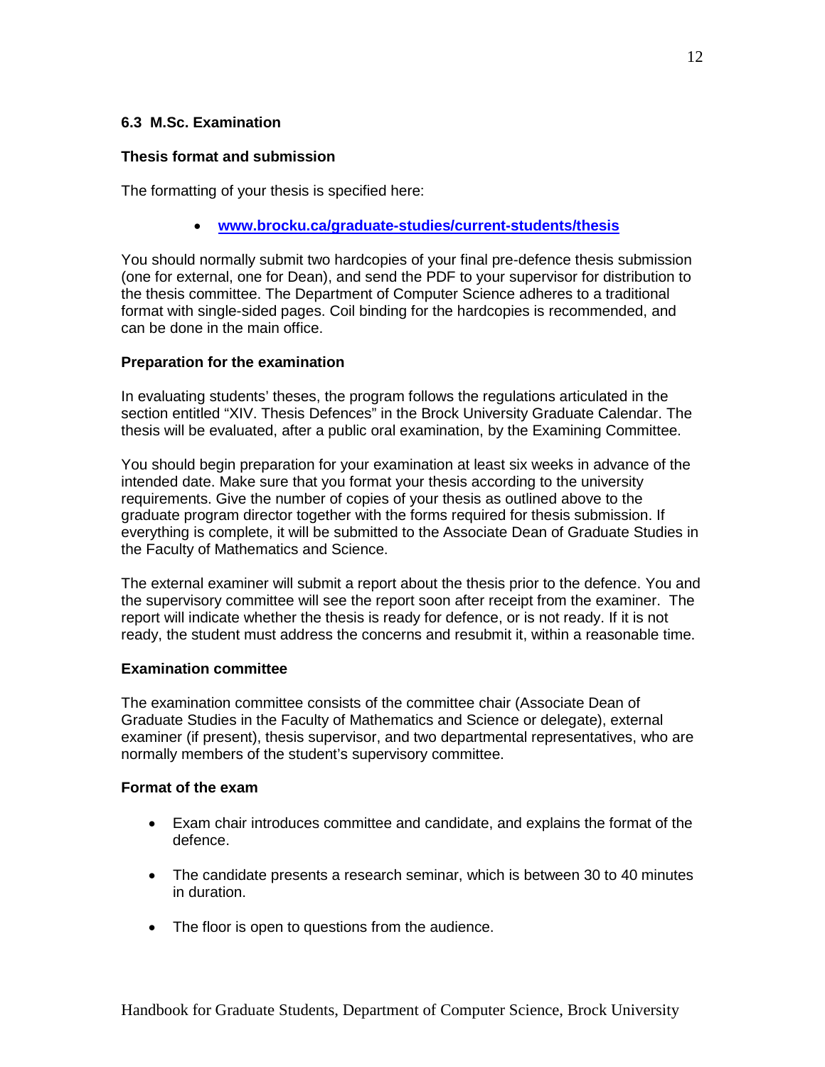### 6.3 M.Sc. Examination

#### Thesis format and submission

The formatting of your thesis is specified here:

- **[www.brocku.ca/graduate-studies/current-students/thesis](www.brocku.ca/graduate-studies/current-students/thesis)**

You should normally submit two hardcopies of your final pre-defence thesis submission (one for external, one for Dean), and send the PDF to your supervisor for distribution to the thesis committee. The Department of Computer Science adheres to a traditional format with single-sided pages. Coil binding for the hardcopies is recommended, and can be done in the main office.

#### Preparation for the examination

In evaluating students' theses, the program follows the regulations articulated in the section entitled "XIV. Thesis Defences" in the Brock University Graduate Calendar. The thesis will be evaluated, after a public oral examination, by the Examining Committee.

You should begin preparation for your examination at least six weeks in advance of the intended date. Make sure that you format your thesis according to the university requirements. Give the number of copies of your thesis as outlined above to the graduate program director together with the forms required for thesis submission. If everything is complete, it will be submitted to the Associate Dean of Graduate Studies in the Faculty of Mathematics and Science.

The external examiner will submit a report about the thesis prior to the defence. You and the supervisory committee will see the report soon after receipt from the examiner. The report will indicate whether the thesis is ready for defence, or is not ready. If it is not ready, the student must address the concerns and resubmit it, within a reasonable time.

#### Examination committee

The examination committee consists of the committee chair (Associate Dean of Graduate Studies in the Faculty of Mathematics and Science or delegate), external examiner (if present), thesis supervisor, and two departmental representatives, who are normally members of the student's supervisory committee.

#### Format of the exam

- Exam chair introduces committee and candidate, and explains the format of the defence.
- The candidate presents a research seminar, which is between 30 to 40 minutes in duration.
- The floor is open to questions from the audience.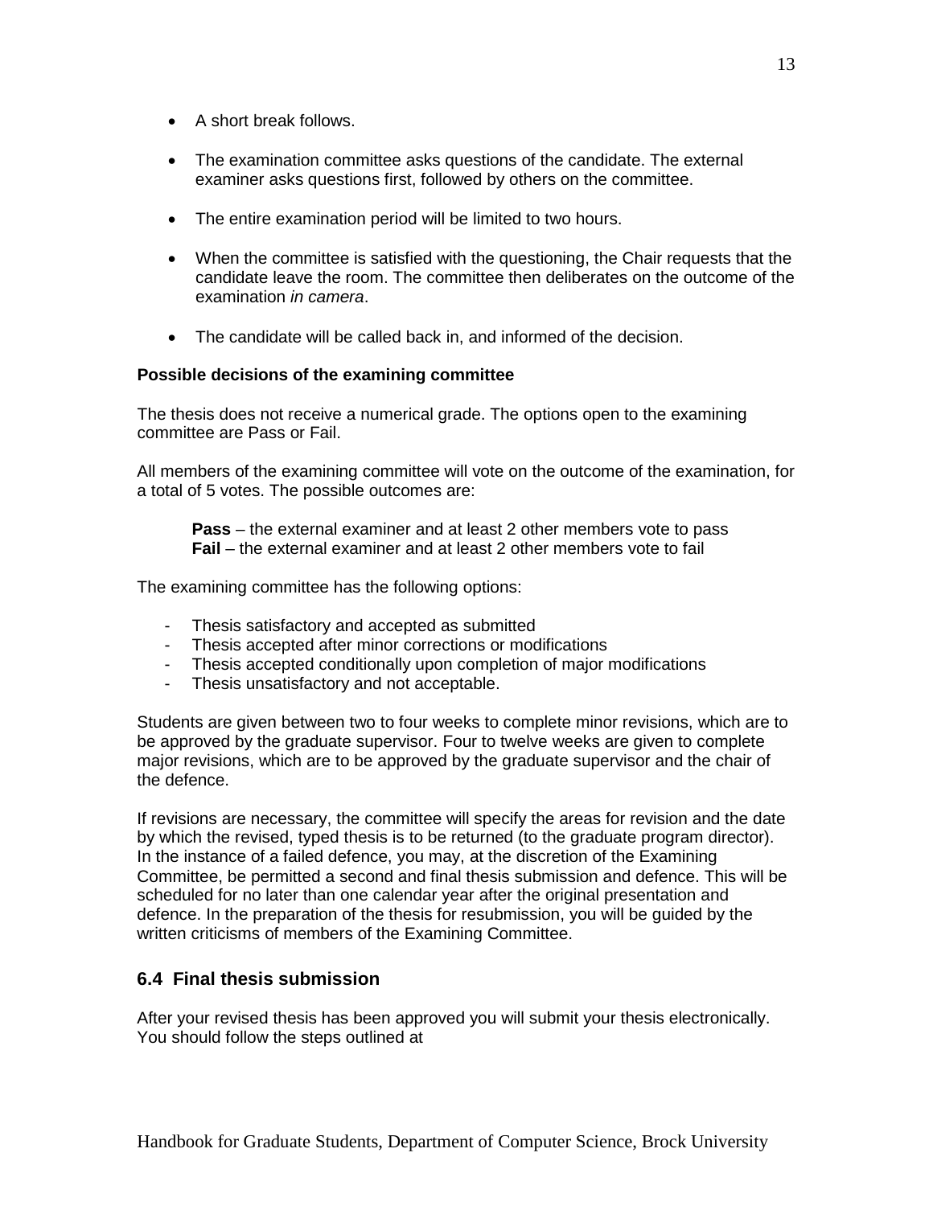- A short break follows.

- The examination committee asks questions of the candidate. The external examiner asks questions first, followed by others on the committee.

- The entire examination period will be limited to two hours.

- When the committee is satisfied with the questioning, the Chair requests that the candidate leave the room. The committee then deliberates on the outcome of the examination *in camera*.

- The candidate will be called back in, and informed of the decision.

**Possible decisions of the examining committee**

The thesis does not receive a numerical grade. The options open to the examining committee are Pass or Fail.

All members of the examining committee will vote on the outcome of the examination, for a total of 5 votes. The possible outcomes are:

> **Pass** – the external examiner and at least 2 other members vote to pass
> **Fail** – the external examiner and at least 2 other members vote to fail

The examining committee has the following options:

- Thesis satisfactory and accepted as submitted
- Thesis accepted after minor corrections or modifications
- Thesis accepted conditionally upon completion of major modifications
- Thesis unsatisfactory and not acceptable.

Students are given between two to four weeks to complete minor revisions, which are to be approved by the graduate supervisor. Four to twelve weeks are given to complete major revisions, which are to be approved by the graduate supervisor and the chair of the defence.

If revisions are necessary, the committee will specify the areas for revision and the date by which the revised, typed thesis is to be returned (to the graduate program director). In the instance of a failed defence, you may, at the discretion of the Examining Committee, be permitted a second and final thesis submission and defence. This will be scheduled for no later than one calendar year after the original presentation and defence. In the preparation of the thesis for resubmission, you will be guided by the written criticisms of members of the Examining Committee.

## 6.4 Final thesis submission

After your revised thesis has been approved you will submit your thesis electronically. You should follow the steps outlined at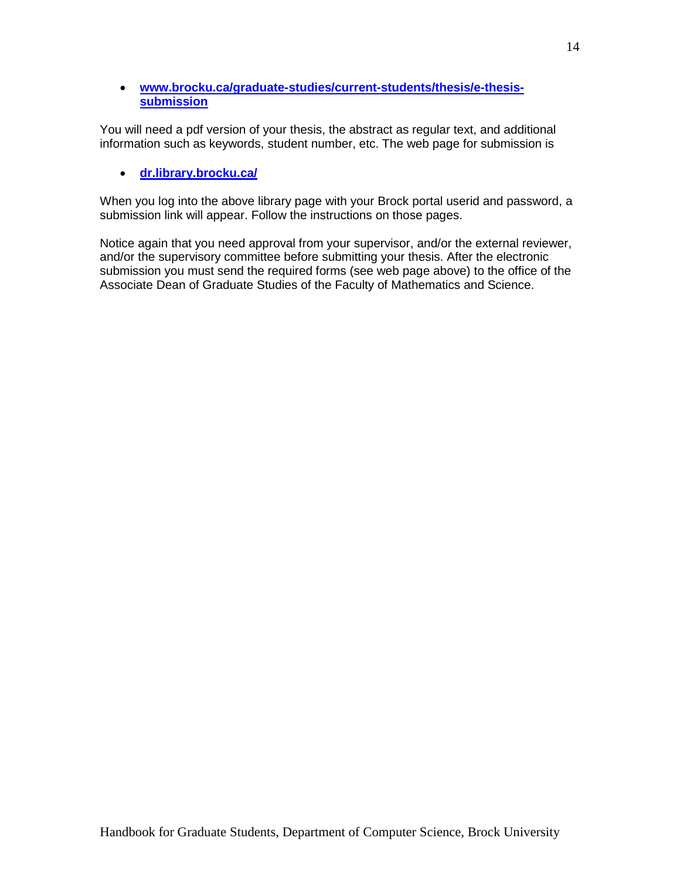- **www.brocku.ca/graduate-studies/current-students/thesis/e-thesis-submission**

You will need a pdf version of your thesis, the abstract as regular text, and additional information such as keywords, student number, etc. The web page for submission is

- **dr.library.brocku.ca/**

When you log into the above library page with your Brock portal userid and password, a submission link will appear. Follow the instructions on those pages.

Notice again that you need approval from your supervisor, and/or the external reviewer, and/or the supervisory committee before submitting your thesis. After the electronic submission you must send the required forms (see web page above) to the office of the Associate Dean of Graduate Studies of the Faculty of Mathematics and Science.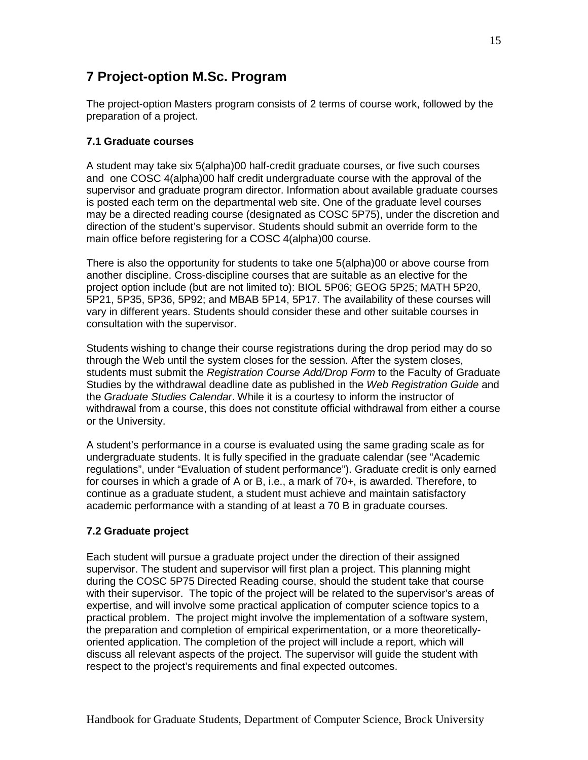# 7 Project-option M.Sc. Program

The project-option Masters program consists of 2 terms of course work, followed by the preparation of a project.

### 7.1 Graduate courses

A student may take six 5(alpha)00 half-credit graduate courses, or five such courses and one COSC 4(alpha)00 half credit undergraduate course with the approval of the supervisor and graduate program director. Information about available graduate courses is posted each term on the departmental web site. One of the graduate level courses may be a directed reading course (designated as COSC 5P75), under the discretion and direction of the student's supervisor. Students should submit an override form to the main office before registering for a COSC 4(alpha)00 course.

There is also the opportunity for students to take one 5(alpha)00 or above course from another discipline. Cross-discipline courses that are suitable as an elective for the project option include (but are not limited to): BIOL 5P06; GEOG 5P25; MATH 5P20, 5P21, 5P35, 5P36, 5P92; and MBAB 5P14, 5P17. The availability of these courses will vary in different years. Students should consider these and other suitable courses in consultation with the supervisor.

Students wishing to change their course registrations during the drop period may do so through the Web until the system closes for the session. After the system closes, students must submit the *Registration Course Add/Drop Form* to the Faculty of Graduate Studies by the withdrawal deadline date as published in the *Web Registration Guide* and the *Graduate Studies Calendar*. While it is a courtesy to inform the instructor of withdrawal from a course, this does not constitute official withdrawal from either a course or the University.

A student's performance in a course is evaluated using the same grading scale as for undergraduate students. It is fully specified in the graduate calendar (see "Academic regulations", under "Evaluation of student performance"). Graduate credit is only earned for courses in which a grade of A or B, i.e., a mark of 70+, is awarded. Therefore, to continue as a graduate student, a student must achieve and maintain satisfactory academic performance with a standing of at least a 70 B in graduate courses.

### 7.2 Graduate project

Each student will pursue a graduate project under the direction of their assigned supervisor. The student and supervisor will first plan a project. This planning might during the COSC 5P75 Directed Reading course, should the student take that course with their supervisor. The topic of the project will be related to the supervisor's areas of expertise, and will involve some practical application of computer science topics to a practical problem. The project might involve the implementation of a software system, the preparation and completion of empirical experimentation, or a more theoretically-oriented application. The completion of the project will include a report, which will discuss all relevant aspects of the project. The supervisor will guide the student with respect to the project's requirements and final expected outcomes.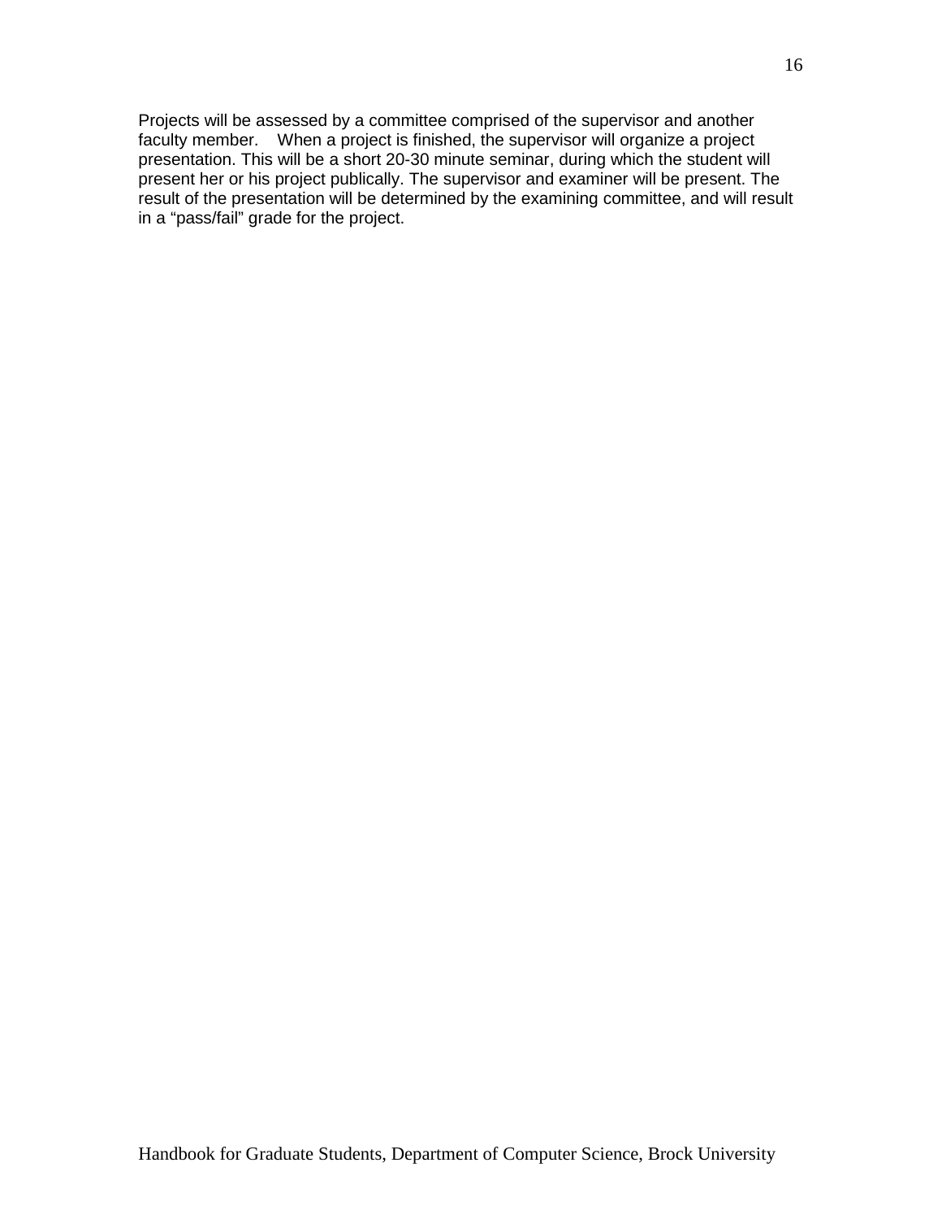Projects will be assessed by a committee comprised of the supervisor and another faculty member. When a project is finished, the supervisor will organize a project presentation. This will be a short 20-30 minute seminar, during which the student will present her or his project publically. The supervisor and examiner will be present. The result of the presentation will be determined by the examining committee, and will result in a "pass/fail" grade for the project.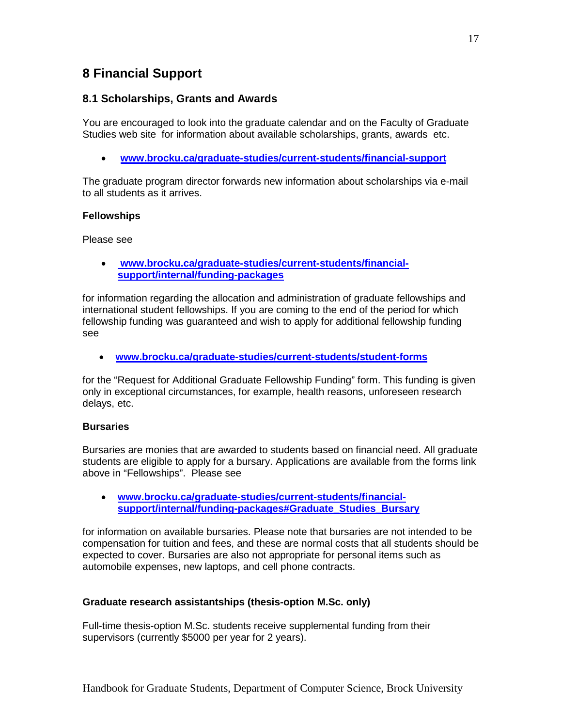# 8 Financial Support

## 8.1 Scholarships, Grants and Awards

You are encouraged to look into the graduate calendar and on the Faculty of Graduate Studies web site for information about available scholarships, grants, awards etc.

- **www.brocku.ca/graduate-studies/current-students/financial-support**

The graduate program director forwards new information about scholarships via e-mail to all students as it arrives.

**Fellowships**

Please see

- **www.brocku.ca/graduate-studies/current-students/financial-support/internal/funding-packages**

for information regarding the allocation and administration of graduate fellowships and international student fellowships. If you are coming to the end of the period for which fellowship funding was guaranteed and wish to apply for additional fellowship funding see

- **www.brocku.ca/graduate-studies/current-students/student-forms**

for the "Request for Additional Graduate Fellowship Funding" form. This funding is given only in exceptional circumstances, for example, health reasons, unforeseen research delays, etc.

**Bursaries**

Bursaries are monies that are awarded to students based on financial need. All graduate students are eligible to apply for a bursary. Applications are available from the forms link above in "Fellowships". Please see

- **www.brocku.ca/graduate-studies/current-students/financial-support/internal/funding-packages#Graduate_Studies_Bursary**

for information on available bursaries. Please note that bursaries are not intended to be compensation for tuition and fees, and these are normal costs that all students should be expected to cover. Bursaries are also not appropriate for personal items such as automobile expenses, new laptops, and cell phone contracts.

**Graduate research assistantships (thesis-option M.Sc. only)**

Full-time thesis-option M.Sc. students receive supplemental funding from their supervisors (currently $5000 per year for 2 years).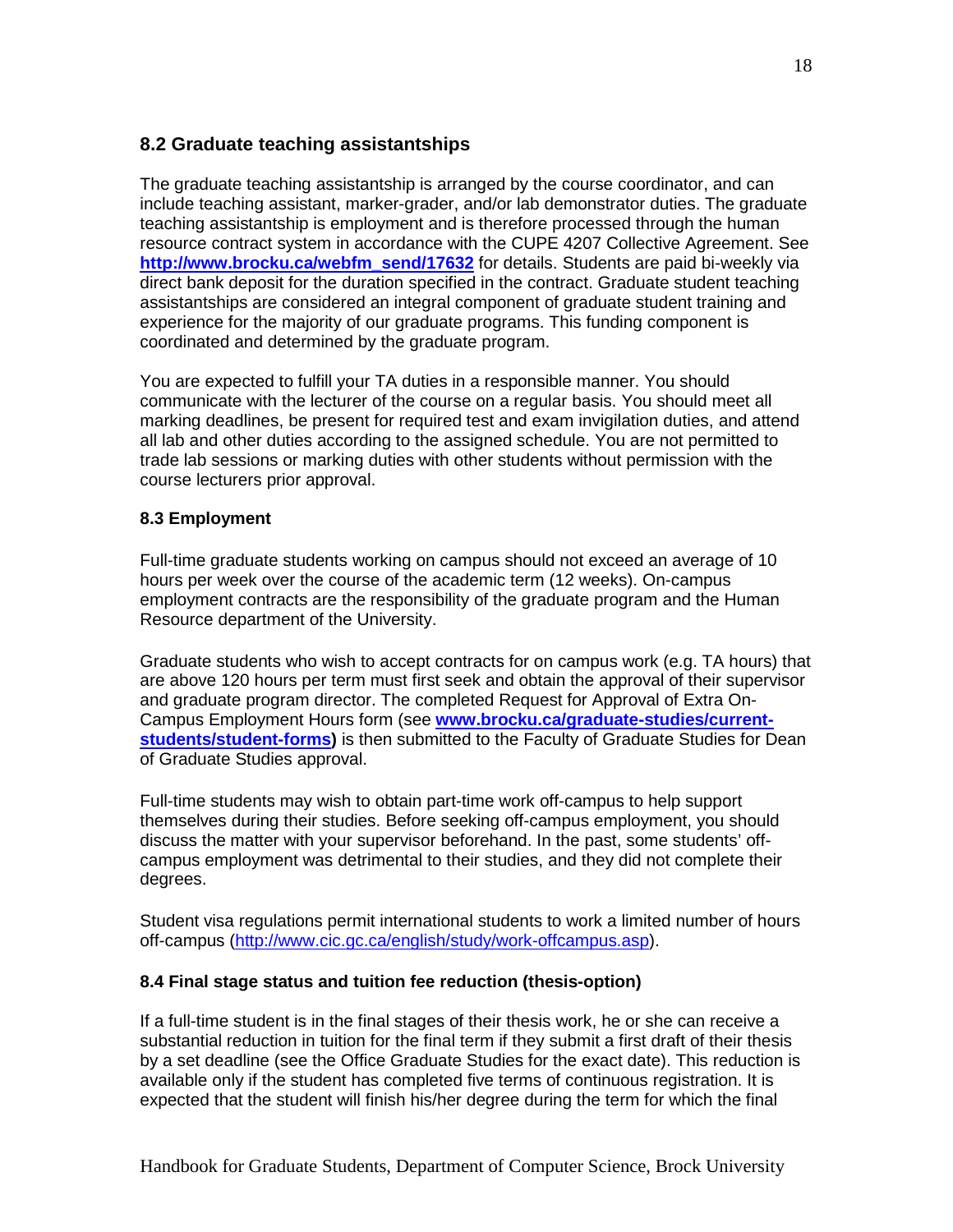## 8.2 Graduate teaching assistantships

The graduate teaching assistantship is arranged by the course coordinator, and can include teaching assistant, marker-grader, and/or lab demonstrator duties. The graduate teaching assistantship is employment and is therefore processed through the human resource contract system in accordance with the CUPE 4207 Collective Agreement. See **http://www.brocku.ca/webfm_send/17632** for details. Students are paid bi-weekly via direct bank deposit for the duration specified in the contract. Graduate student teaching assistantships are considered an integral component of graduate student training and experience for the majority of our graduate programs. This funding component is coordinated and determined by the graduate program.

You are expected to fulfill your TA duties in a responsible manner. You should communicate with the lecturer of the course on a regular basis. You should meet all marking deadlines, be present for required test and exam invigilation duties, and attend all lab and other duties according to the assigned schedule. You are not permitted to trade lab sessions or marking duties with other students without permission with the course lecturers prior approval.

### 8.3 Employment

Full-time graduate students working on campus should not exceed an average of 10 hours per week over the course of the academic term (12 weeks). On-campus employment contracts are the responsibility of the graduate program and the Human Resource department of the University.

Graduate students who wish to accept contracts for on campus work (e.g. TA hours) that are above 120 hours per term must first seek and obtain the approval of their supervisor and graduate program director. The completed Request for Approval of Extra On-Campus Employment Hours form (see **www.brocku.ca/graduate-studies/current-students/student-forms)** is then submitted to the Faculty of Graduate Studies for Dean of Graduate Studies approval.

Full-time students may wish to obtain part-time work off-campus to help support themselves during their studies. Before seeking off-campus employment, you should discuss the matter with your supervisor beforehand. In the past, some students' off-campus employment was detrimental to their studies, and they did not complete their degrees.

Student visa regulations permit international students to work a limited number of hours off-campus (http://www.cic.gc.ca/english/study/work-offcampus.asp).

### 8.4 Final stage status and tuition fee reduction (thesis-option)

If a full-time student is in the final stages of their thesis work, he or she can receive a substantial reduction in tuition for the final term if they submit a first draft of their thesis by a set deadline (see the Office Graduate Studies for the exact date). This reduction is available only if the student has completed five terms of continuous registration. It is expected that the student will finish his/her degree during the term for which the final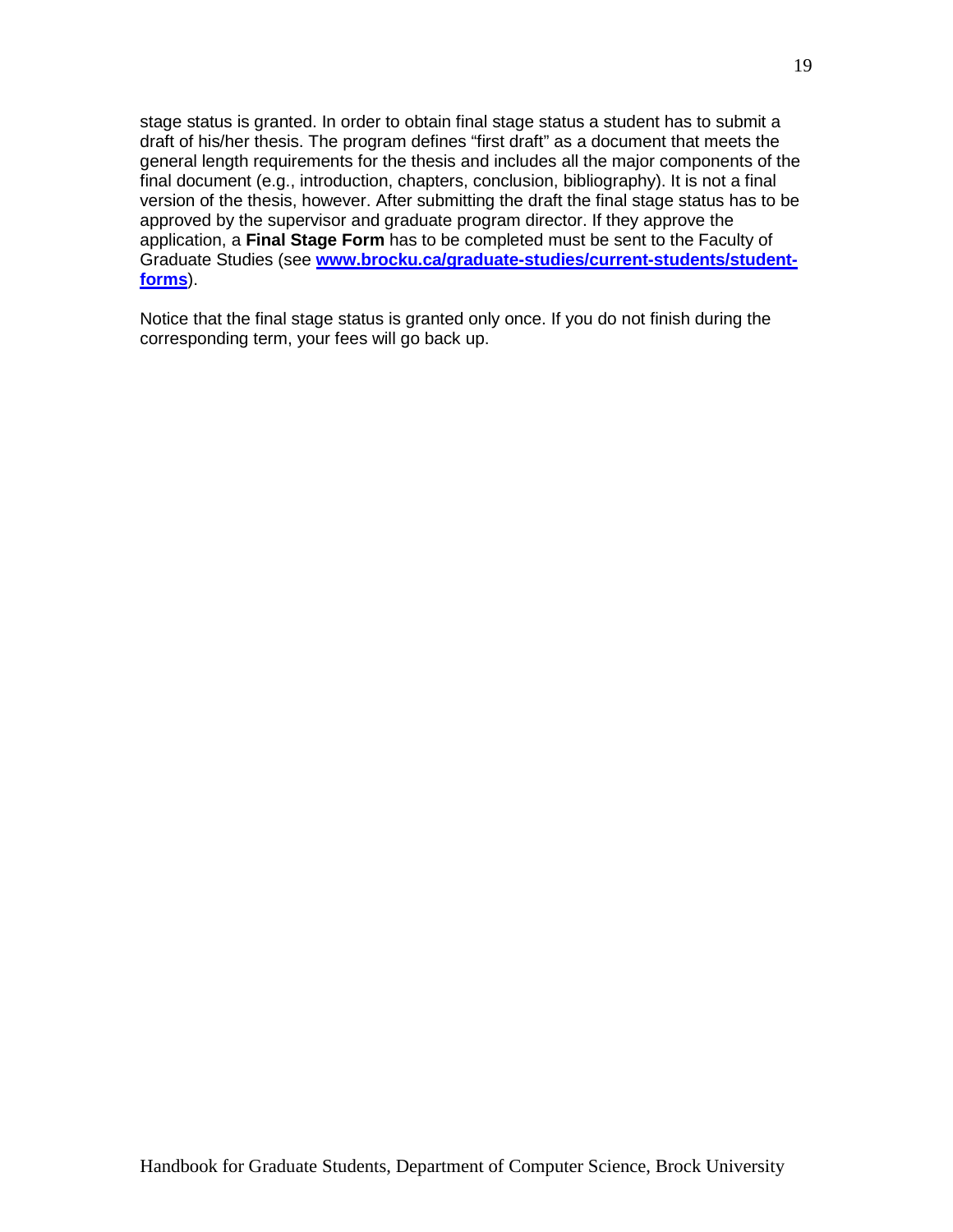stage status is granted. In order to obtain final stage status a student has to submit a draft of his/her thesis. The program defines "first draft" as a document that meets the general length requirements for the thesis and includes all the major components of the final document (e.g., introduction, chapters, conclusion, bibliography). It is not a final version of the thesis, however. After submitting the draft the final stage status has to be approved by the supervisor and graduate program director. If they approve the application, a **Final Stage Form** has to be completed must be sent to the Faculty of Graduate Studies (see **www.brocku.ca/graduate-studies/current-students/student-forms**).

Notice that the final stage status is granted only once. If you do not finish during the corresponding term, your fees will go back up.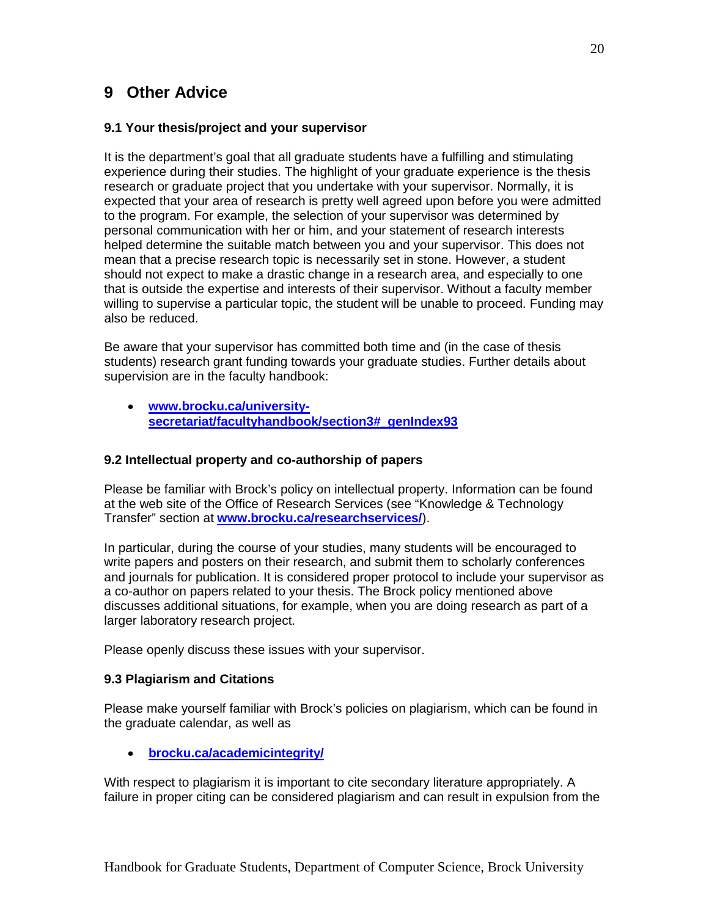# 9 Other Advice

### 9.1 Your thesis/project and your supervisor

It is the department's goal that all graduate students have a fulfilling and stimulating experience during their studies. The highlight of your graduate experience is the thesis research or graduate project that you undertake with your supervisor. Normally, it is expected that your area of research is pretty well agreed upon before you were admitted to the program. For example, the selection of your supervisor was determined by personal communication with her or him, and your statement of research interests helped determine the suitable match between you and your supervisor. This does not mean that a precise research topic is necessarily set in stone. However, a student should not expect to make a drastic change in a research area, and especially to one that is outside the expertise and interests of their supervisor. Without a faculty member willing to supervise a particular topic, the student will be unable to proceed. Funding may also be reduced.

Be aware that your supervisor has committed both time and (in the case of thesis students) research grant funding towards your graduate studies. Further details about supervision are in the faculty handbook:

- **www.brocku.ca/university-secretariat/facultyhandbook/section3#_genIndex93**

### 9.2 Intellectual property and co-authorship of papers

Please be familiar with Brock's policy on intellectual property. Information can be found at the web site of the Office of Research Services (see "Knowledge & Technology Transfer" section at **www.brocku.ca/researchservices/**).

In particular, during the course of your studies, many students will be encouraged to write papers and posters on their research, and submit them to scholarly conferences and journals for publication. It is considered proper protocol to include your supervisor as a co-author on papers related to your thesis. The Brock policy mentioned above discusses additional situations, for example, when you are doing research as part of a larger laboratory research project.

Please openly discuss these issues with your supervisor.

### 9.3 Plagiarism and Citations

Please make yourself familiar with Brock's policies on plagiarism, which can be found in the graduate calendar, as well as

- **brocku.ca/academicintegrity/**

With respect to plagiarism it is important to cite secondary literature appropriately. A failure in proper citing can be considered plagiarism and can result in expulsion from the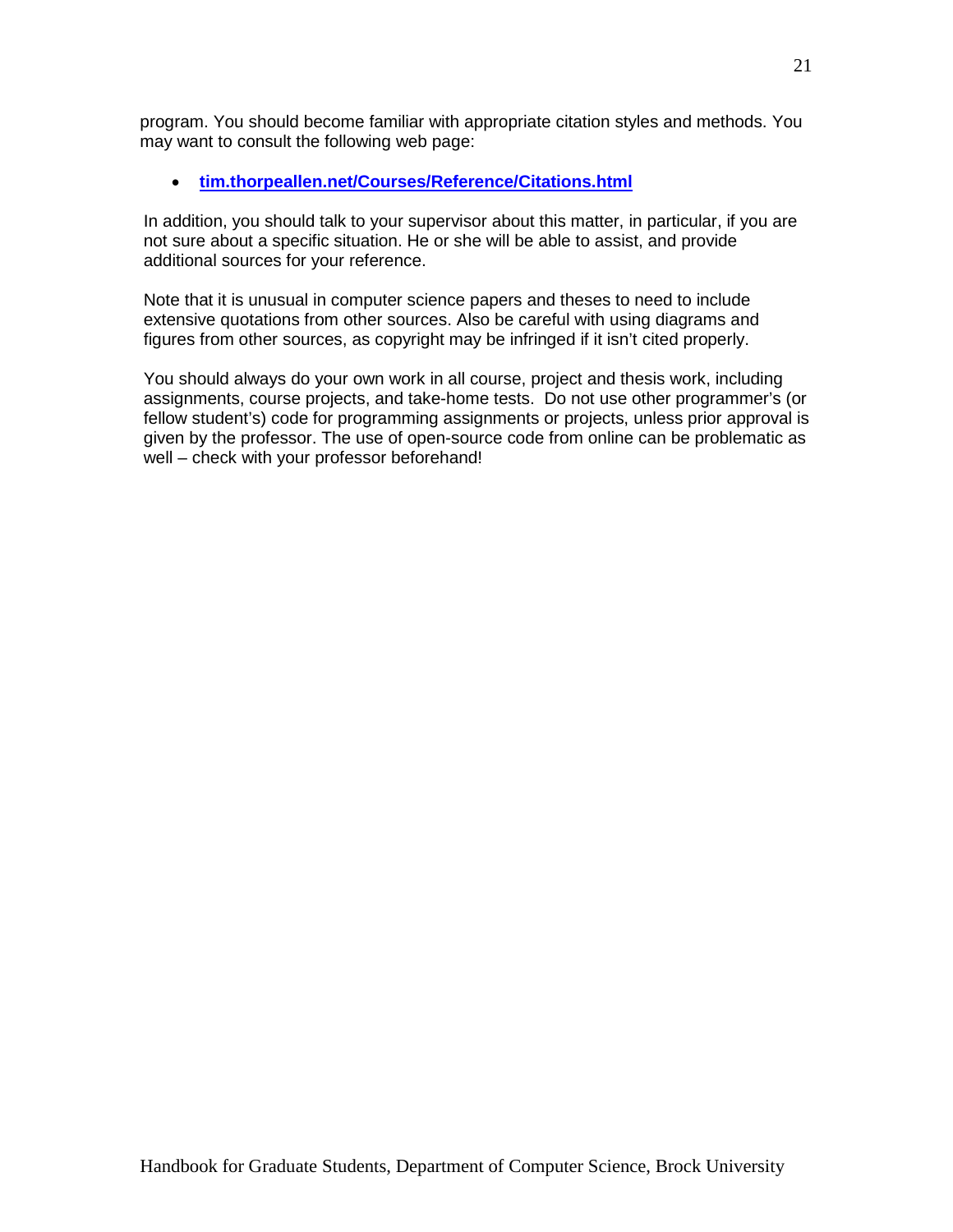program. You should become familiar with appropriate citation styles and methods. You may want to consult the following web page:

- **tim.thorpeallen.net/Courses/Reference/Citations.html**

In addition, you should talk to your supervisor about this matter, in particular, if you are not sure about a specific situation. He or she will be able to assist, and provide additional sources for your reference.

Note that it is unusual in computer science papers and theses to need to include extensive quotations from other sources. Also be careful with using diagrams and figures from other sources, as copyright may be infringed if it isn't cited properly.

You should always do your own work in all course, project and thesis work, including assignments, course projects, and take-home tests. Do not use other programmer's (or fellow student's) code for programming assignments or projects, unless prior approval is given by the professor. The use of open-source code from online can be problematic as well – check with your professor beforehand!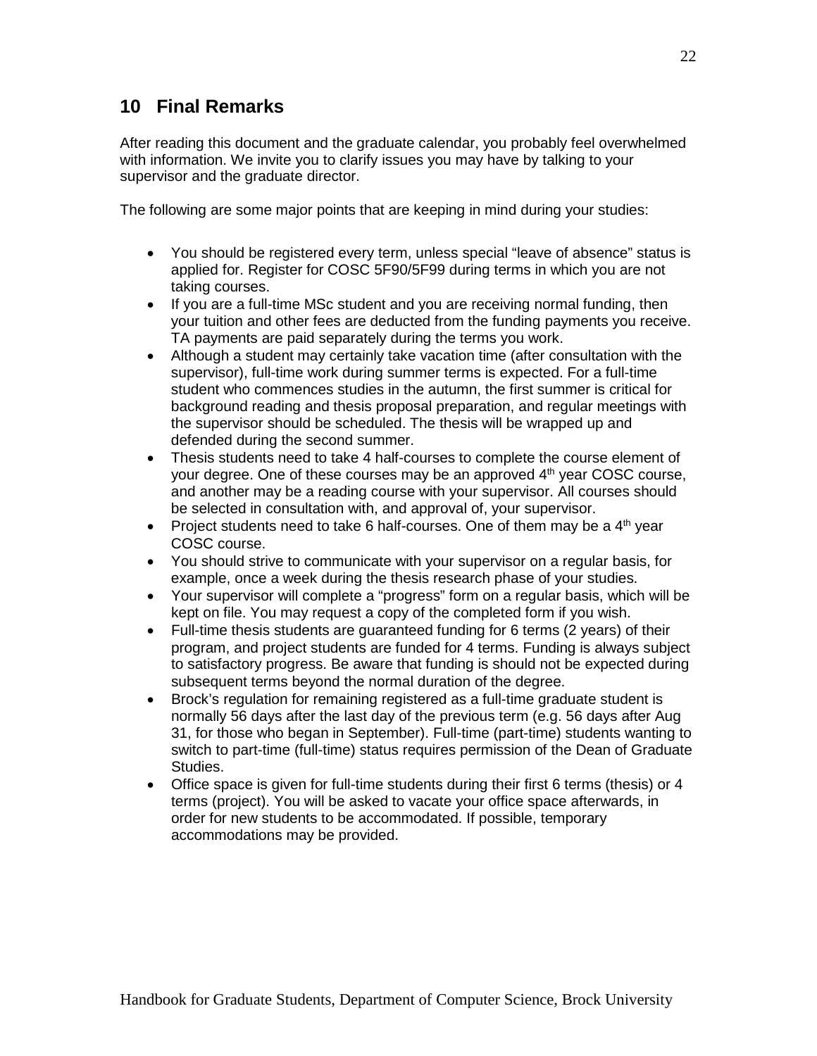## 10 Final Remarks

After reading this document and the graduate calendar, you probably feel overwhelmed with information. We invite you to clarify issues you may have by talking to your supervisor and the graduate director.

The following are some major points that are keeping in mind during your studies:

- You should be registered every term, unless special "leave of absence" status is applied for. Register for COSC 5F90/5F99 during terms in which you are not taking courses.
- If you are a full-time MSc student and you are receiving normal funding, then your tuition and other fees are deducted from the funding payments you receive. TA payments are paid separately during the terms you work.
- Although a student may certainly take vacation time (after consultation with the supervisor), full-time work during summer terms is expected. For a full-time student who commences studies in the autumn, the first summer is critical for background reading and thesis proposal preparation, and regular meetings with the supervisor should be scheduled. The thesis will be wrapped up and defended during the second summer.
- Thesis students need to take 4 half-courses to complete the course element of your degree. One of these courses may be an approved 4th year COSC course, and another may be a reading course with your supervisor. All courses should be selected in consultation with, and approval of, your supervisor.
- Project students need to take 6 half-courses. One of them may be a 4th year COSC course.
- You should strive to communicate with your supervisor on a regular basis, for example, once a week during the thesis research phase of your studies.
- Your supervisor will complete a "progress" form on a regular basis, which will be kept on file. You may request a copy of the completed form if you wish.
- Full-time thesis students are guaranteed funding for 6 terms (2 years) of their program, and project students are funded for 4 terms. Funding is always subject to satisfactory progress. Be aware that funding is should not be expected during subsequent terms beyond the normal duration of the degree.
- Brock's regulation for remaining registered as a full-time graduate student is normally 56 days after the last day of the previous term (e.g. 56 days after Aug 31, for those who began in September). Full-time (part-time) students wanting to switch to part-time (full-time) status requires permission of the Dean of Graduate Studies.
- Office space is given for full-time students during their first 6 terms (thesis) or 4 terms (project). You will be asked to vacate your office space afterwards, in order for new students to be accommodated. If possible, temporary accommodations may be provided.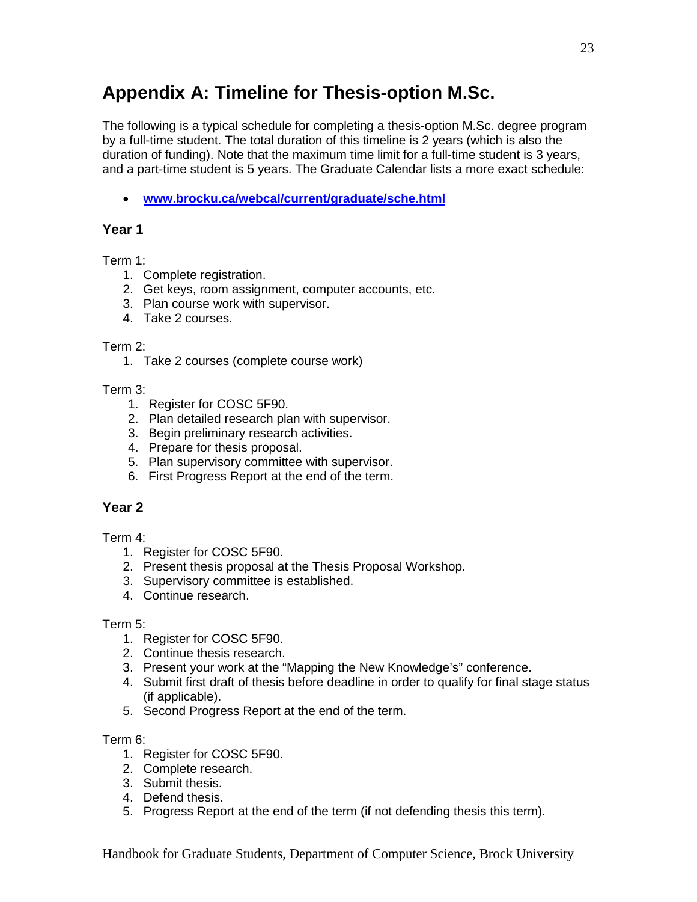# Appendix A: Timeline for Thesis-option M.Sc.

The following is a typical schedule for completing a thesis-option M.Sc. degree program by a full-time student. The total duration of this timeline is 2 years (which is also the duration of funding). Note that the maximum time limit for a full-time student is 3 years, and a part-time student is 5 years. The Graduate Calendar lists a more exact schedule:

- **www.brocku.ca/webcal/current/graduate/sche.html**

### Year 1

Term 1:

1. Complete registration.
2. Get keys, room assignment, computer accounts, etc.
3. Plan course work with supervisor.
4. Take 2 courses.

Term 2:

1. Take 2 courses (complete course work)

Term 3:

1. Register for COSC 5F90.
2. Plan detailed research plan with supervisor.
3. Begin preliminary research activities.
4. Prepare for thesis proposal.
5. Plan supervisory committee with supervisor.
6. First Progress Report at the end of the term.

### Year 2

Term 4:

1. Register for COSC 5F90.
2. Present thesis proposal at the Thesis Proposal Workshop.
3. Supervisory committee is established.
4. Continue research.

Term 5:

1. Register for COSC 5F90.
2. Continue thesis research.
3. Present your work at the "Mapping the New Knowledge's" conference.
4. Submit first draft of thesis before deadline in order to qualify for final stage status (if applicable).
5. Second Progress Report at the end of the term.

Term 6:

1. Register for COSC 5F90.
2. Complete research.
3. Submit thesis.
4. Defend thesis.
5. Progress Report at the end of the term (if not defending thesis this term).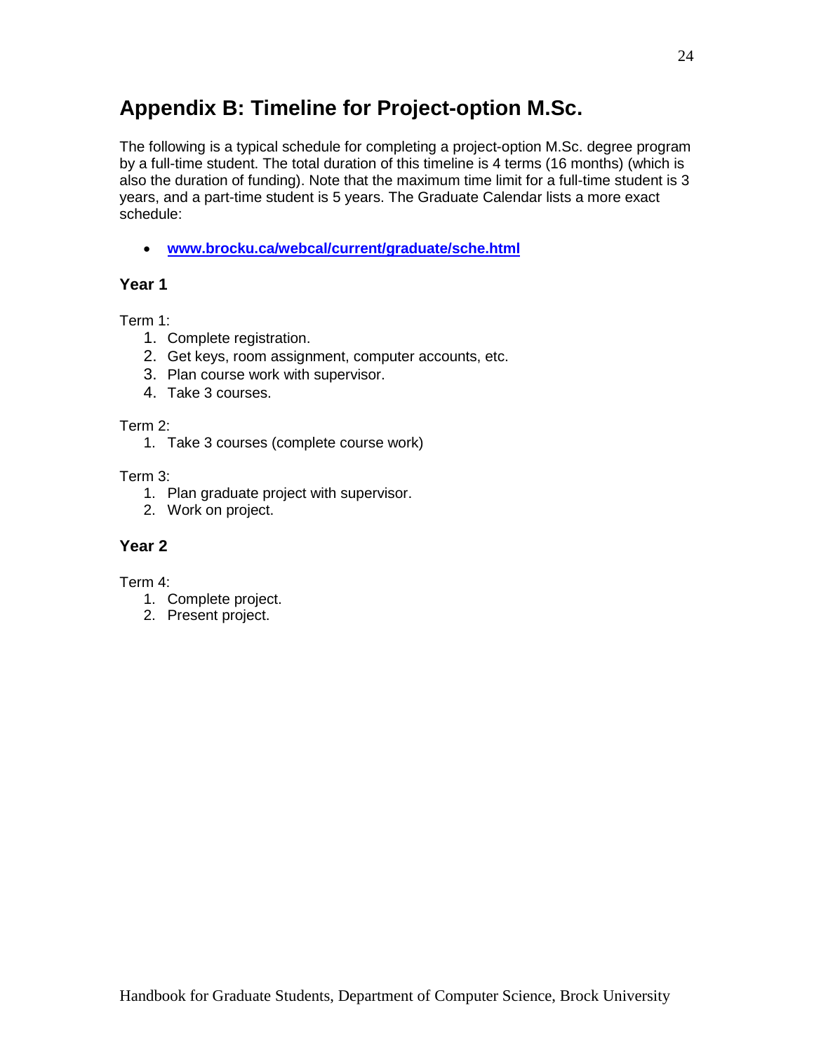# Appendix B: Timeline for Project-option M.Sc.

The following is a typical schedule for completing a project-option M.Sc. degree program by a full-time student. The total duration of this timeline is 4 terms (16 months) (which is also the duration of funding). Note that the maximum time limit for a full-time student is 3 years, and a part-time student is 5 years. The Graduate Calendar lists a more exact schedule:

- **www.brocku.ca/webcal/current/graduate/sche.html**

## Year 1

Term 1:

1. Complete registration.
2. Get keys, room assignment, computer accounts, etc.
3. Plan course work with supervisor.
4. Take 3 courses.

Term 2:

1. Take 3 courses (complete course work)

Term 3:

1. Plan graduate project with supervisor.
2. Work on project.

## Year 2

Term 4:

1. Complete project.
2. Present project.